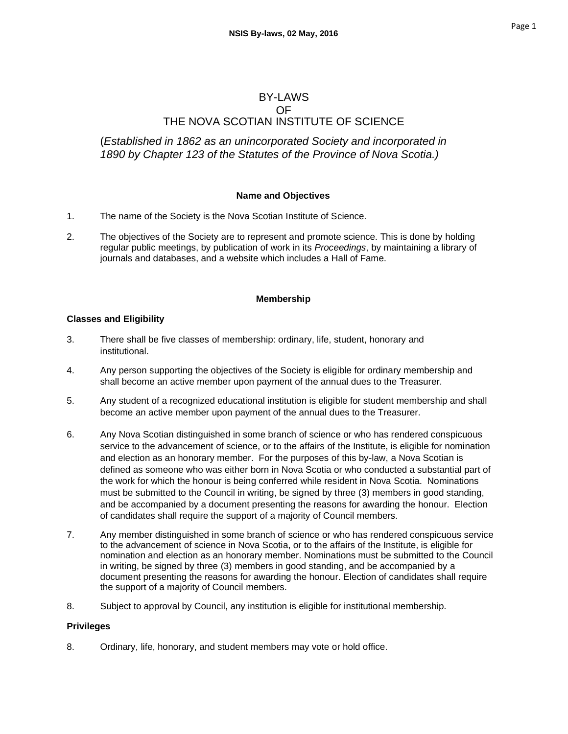# BY-LAWS
# OF
# THE NOVA SCOTIAN INSTITUTE OF SCIENCE

(*Established in 1862 as an unincorporated Society and incorporated in 1890 by Chapter 123 of the Statutes of the Province of Nova Scotia.)*

### Name and Objectives

1. The name of the Society is the Nova Scotian Institute of Science.

2. The objectives of the Society are to represent and promote science. This is done by holding regular public meetings, by publication of work in its *Proceedings*, by maintaining a library of journals and databases, and a website which includes a Hall of Fame.

### Membership

#### Classes and Eligibility

3. There shall be five classes of membership: ordinary, life, student, honorary and institutional.

4. Any person supporting the objectives of the Society is eligible for ordinary membership and shall become an active member upon payment of the annual dues to the Treasurer.

5. Any student of a recognized educational institution is eligible for student membership and shall become an active member upon payment of the annual dues to the Treasurer.

6. Any Nova Scotian distinguished in some branch of science or who has rendered conspicuous service to the advancement of science, or to the affairs of the Institute, is eligible for nomination and election as an honorary member. For the purposes of this by-law, a Nova Scotian is defined as someone who was either born in Nova Scotia or who conducted a substantial part of the work for which the honour is being conferred while resident in Nova Scotia. Nominations must be submitted to the Council in writing, be signed by three (3) members in good standing, and be accompanied by a document presenting the reasons for awarding the honour. Election of candidates shall require the support of a majority of Council members.

7. Any member distinguished in some branch of science or who has rendered conspicuous service to the advancement of science in Nova Scotia, or to the affairs of the Institute, is eligible for nomination and election as an honorary member. Nominations must be submitted to the Council in writing, be signed by three (3) members in good standing, and be accompanied by a document presenting the reasons for awarding the honour. Election of candidates shall require the support of a majority of Council members.

8. Subject to approval by Council, any institution is eligible for institutional membership.

#### Privileges

8. Ordinary, life, honorary, and student members may vote or hold office.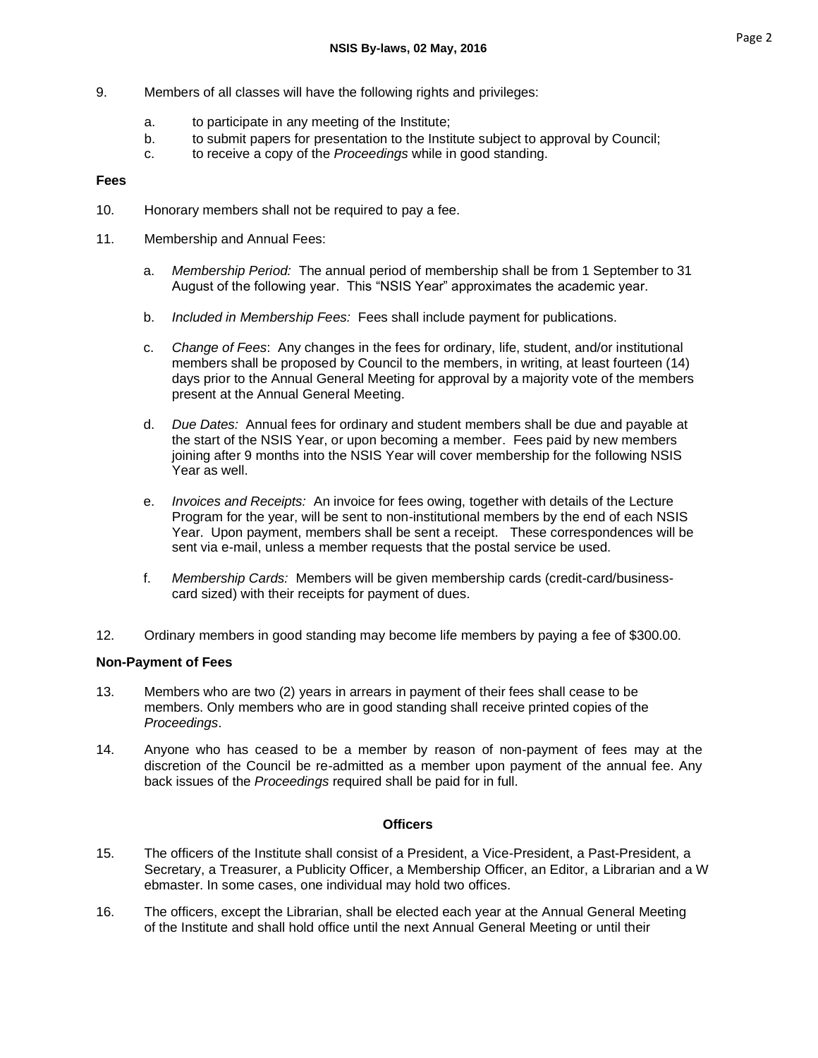9. Members of all classes will have the following rights and privileges:

   a. to participate in any meeting of the Institute;
   b. to submit papers for presentation to the Institute subject to approval by Council;
   c. to receive a copy of the *Proceedings* while in good standing.

**Fees**

10. Honorary members shall not be required to pay a fee.

11. Membership and Annual Fees:

   a. *Membership Period:* The annual period of membership shall be from 1 September to 31 August of the following year. This "NSIS Year" approximates the academic year.

   b. *Included in Membership Fees:* Fees shall include payment for publications.

   c. *Change of Fees*: Any changes in the fees for ordinary, life, student, and/or institutional members shall be proposed by Council to the members, in writing, at least fourteen (14) days prior to the Annual General Meeting for approval by a majority vote of the members present at the Annual General Meeting.

   d. *Due Dates:* Annual fees for ordinary and student members shall be due and payable at the start of the NSIS Year, or upon becoming a member. Fees paid by new members joining after 9 months into the NSIS Year will cover membership for the following NSIS Year as well.

   e. *Invoices and Receipts:* An invoice for fees owing, together with details of the Lecture Program for the year, will be sent to non-institutional members by the end of each NSIS Year. Upon payment, members shall be sent a receipt. These correspondences will be sent via e-mail, unless a member requests that the postal service be used.

   f. *Membership Cards:* Members will be given membership cards (credit-card/business-card sized) with their receipts for payment of dues.

12. Ordinary members in good standing may become life members by paying a fee of $300.00.

**Non-Payment of Fees**

13. Members who are two (2) years in arrears in payment of their fees shall cease to be members. Only members who are in good standing shall receive printed copies of the *Proceedings*.

14. Anyone who has ceased to be a member by reason of non-payment of fees may at the discretion of the Council be re-admitted as a member upon payment of the annual fee. Any back issues of the *Proceedings* required shall be paid for in full.

## Officers

15. The officers of the Institute shall consist of a President, a Vice-President, a Past-President, a Secretary, a Treasurer, a Publicity Officer, a Membership Officer, an Editor, a Librarian and a Webmaster. In some cases, one individual may hold two offices.

16. The officers, except the Librarian, shall be elected each year at the Annual General Meeting of the Institute and shall hold office until the next Annual General Meeting or until their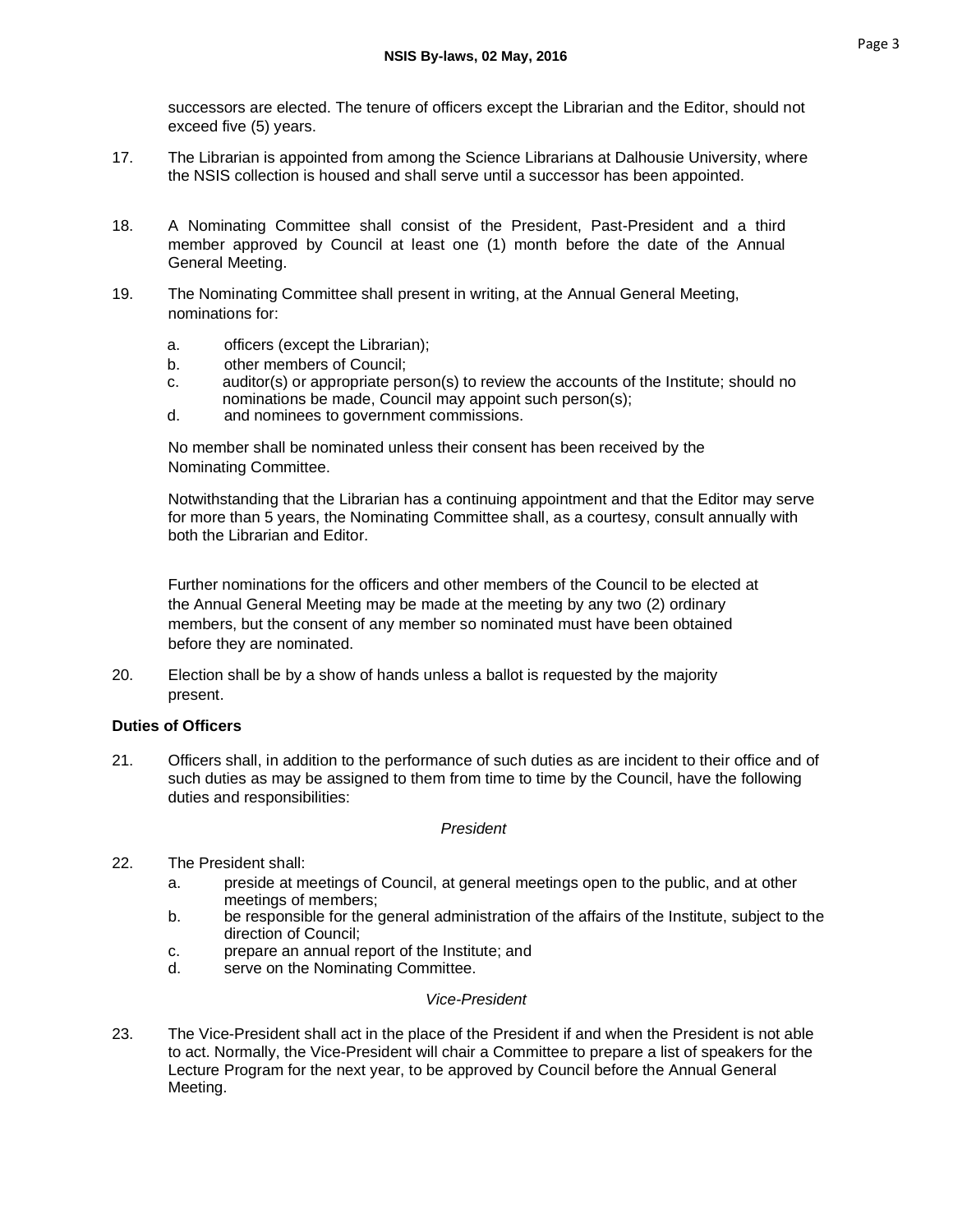successors are elected. The tenure of officers except the Librarian and the Editor, should not exceed five (5) years.

17. The Librarian is appointed from among the Science Librarians at Dalhousie University, where the NSIS collection is housed and shall serve until a successor has been appointed.

18. A Nominating Committee shall consist of the President, Past-President and a third member approved by Council at least one (1) month before the date of the Annual General Meeting.

19. The Nominating Committee shall present in writing, at the Annual General Meeting, nominations for:

    a. officers (except the Librarian);
    b. other members of Council;
    c. auditor(s) or appropriate person(s) to review the accounts of the Institute; should no nominations be made, Council may appoint such person(s);
    d. and nominees to government commissions.

    No member shall be nominated unless their consent has been received by the Nominating Committee.

    Notwithstanding that the Librarian has a continuing appointment and that the Editor may serve for more than 5 years, the Nominating Committee shall, as a courtesy, consult annually with both the Librarian and Editor.

    Further nominations for the officers and other members of the Council to be elected at the Annual General Meeting may be made at the meeting by any two (2) ordinary members, but the consent of any member so nominated must have been obtained before they are nominated.

20. Election shall be by a show of hands unless a ballot is requested by the majority present.

**Duties of Officers**

21. Officers shall, in addition to the performance of such duties as are incident to their office and of such duties as may be assigned to them from time to time by the Council, have the following duties and responsibilities:

*President*

22. The President shall:
    a. preside at meetings of Council, at general meetings open to the public, and at other meetings of members;
    b. be responsible for the general administration of the affairs of the Institute, subject to the direction of Council;
    c. prepare an annual report of the Institute; and
    d. serve on the Nominating Committee.

*Vice-President*

23. The Vice-President shall act in the place of the President if and when the President is not able to act. Normally, the Vice-President will chair a Committee to prepare a list of speakers for the Lecture Program for the next year, to be approved by Council before the Annual General Meeting.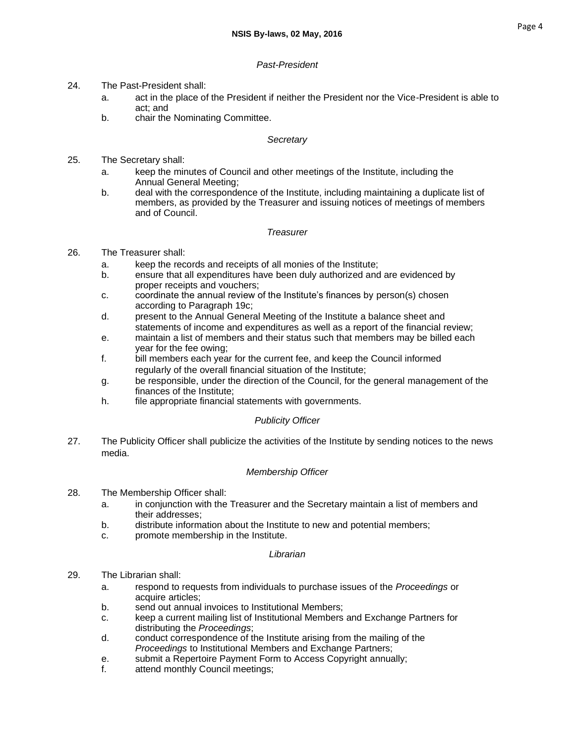*Past-President*

24. The Past-President shall:
    a. act in the place of the President if neither the President nor the Vice-President is able to act; and
    b. chair the Nominating Committee.

*Secretary*

25. The Secretary shall:
    a. keep the minutes of Council and other meetings of the Institute, including the Annual General Meeting;
    b. deal with the correspondence of the Institute, including maintaining a duplicate list of members, as provided by the Treasurer and issuing notices of meetings of members and of Council.

*Treasurer*

26. The Treasurer shall:
    a. keep the records and receipts of all monies of the Institute;
    b. ensure that all expenditures have been duly authorized and are evidenced by proper receipts and vouchers;
    c. coordinate the annual review of the Institute's finances by person(s) chosen according to Paragraph 19c;
    d. present to the Annual General Meeting of the Institute a balance sheet and statements of income and expenditures as well as a report of the financial review;
    e. maintain a list of members and their status such that members may be billed each year for the fee owing;
    f. bill members each year for the current fee, and keep the Council informed regularly of the overall financial situation of the Institute;
    g. be responsible, under the direction of the Council, for the general management of the finances of the Institute;
    h. file appropriate financial statements with governments.

*Publicity Officer*

27. The Publicity Officer shall publicize the activities of the Institute by sending notices to the news media.

*Membership Officer*

28. The Membership Officer shall:
    a. in conjunction with the Treasurer and the Secretary maintain a list of members and their addresses;
    b. distribute information about the Institute to new and potential members;
    c. promote membership in the Institute.

*Librarian*

29. The Librarian shall:
    a. respond to requests from individuals to purchase issues of the *Proceedings* or acquire articles;
    b. send out annual invoices to Institutional Members;
    c. keep a current mailing list of Institutional Members and Exchange Partners for distributing the *Proceedings*;
    d. conduct correspondence of the Institute arising from the mailing of the *Proceedings* to Institutional Members and Exchange Partners;
    e. submit a Repertoire Payment Form to Access Copyright annually;
    f. attend monthly Council meetings;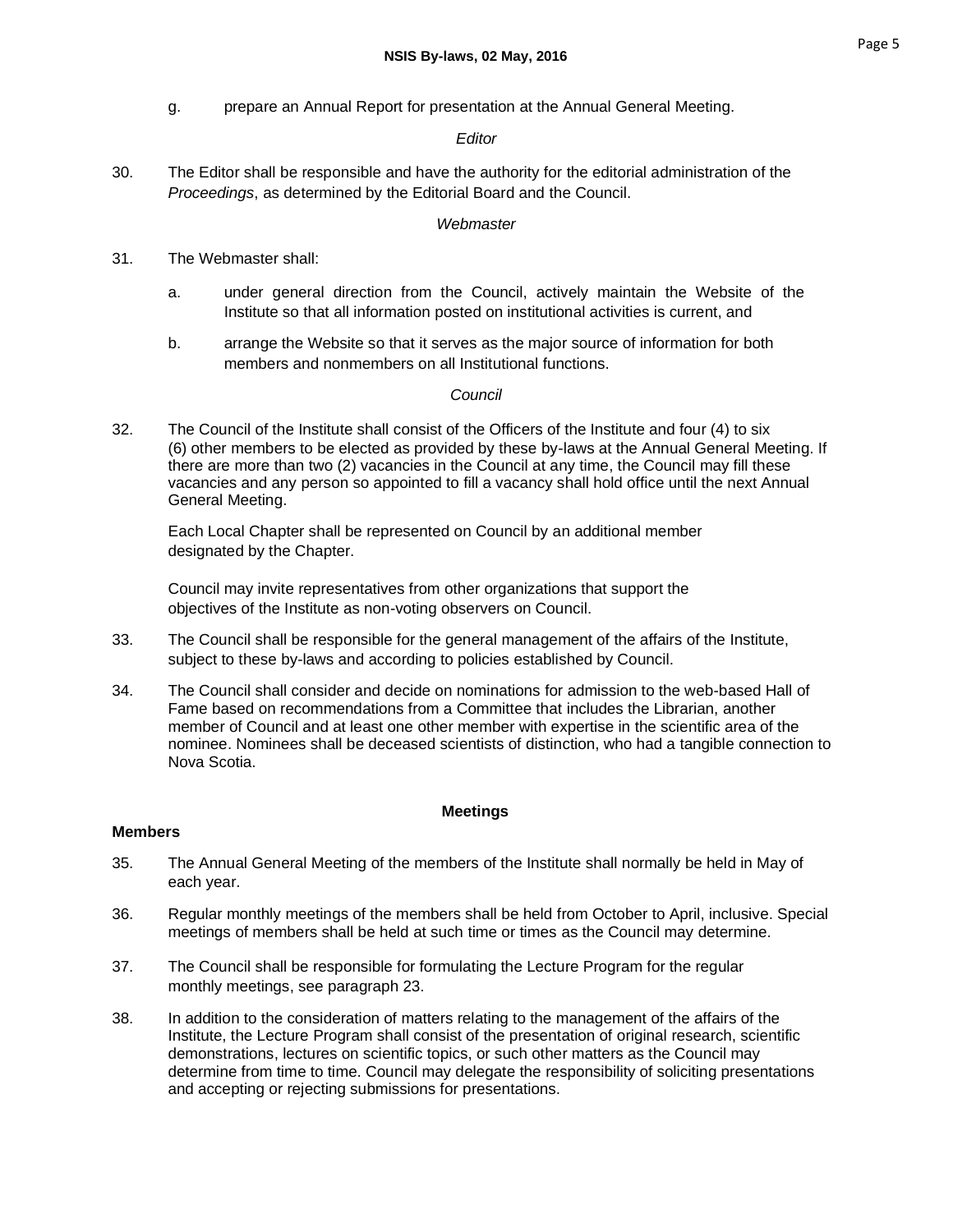g. prepare an Annual Report for presentation at the Annual General Meeting.

*Editor*

30. The Editor shall be responsible and have the authority for the editorial administration of the *Proceedings*, as determined by the Editorial Board and the Council.

*Webmaster*

31. The Webmaster shall:

    a. under general direction from the Council, actively maintain the Website of the Institute so that all information posted on institutional activities is current, and

    b. arrange the Website so that it serves as the major source of information for both members and nonmembers on all Institutional functions.

*Council*

32. The Council of the Institute shall consist of the Officers of the Institute and four (4) to six (6) other members to be elected as provided by these by-laws at the Annual General Meeting. If there are more than two (2) vacancies in the Council at any time, the Council may fill these vacancies and any person so appointed to fill a vacancy shall hold office until the next Annual General Meeting.

    Each Local Chapter shall be represented on Council by an additional member designated by the Chapter.

    Council may invite representatives from other organizations that support the objectives of the Institute as non-voting observers on Council.

33. The Council shall be responsible for the general management of the affairs of the Institute, subject to these by-laws and according to policies established by Council.

34. The Council shall consider and decide on nominations for admission to the web-based Hall of Fame based on recommendations from a Committee that includes the Librarian, another member of Council and at least one other member with expertise in the scientific area of the nominee. Nominees shall be deceased scientists of distinction, who had a tangible connection to Nova Scotia.

## Meetings

### Members

35. The Annual General Meeting of the members of the Institute shall normally be held in May of each year.

36. Regular monthly meetings of the members shall be held from October to April, inclusive. Special meetings of members shall be held at such time or times as the Council may determine.

37. The Council shall be responsible for formulating the Lecture Program for the regular monthly meetings, see paragraph 23.

38. In addition to the consideration of matters relating to the management of the affairs of the Institute, the Lecture Program shall consist of the presentation of original research, scientific demonstrations, lectures on scientific topics, or such other matters as the Council may determine from time to time. Council may delegate the responsibility of soliciting presentations and accepting or rejecting submissions for presentations.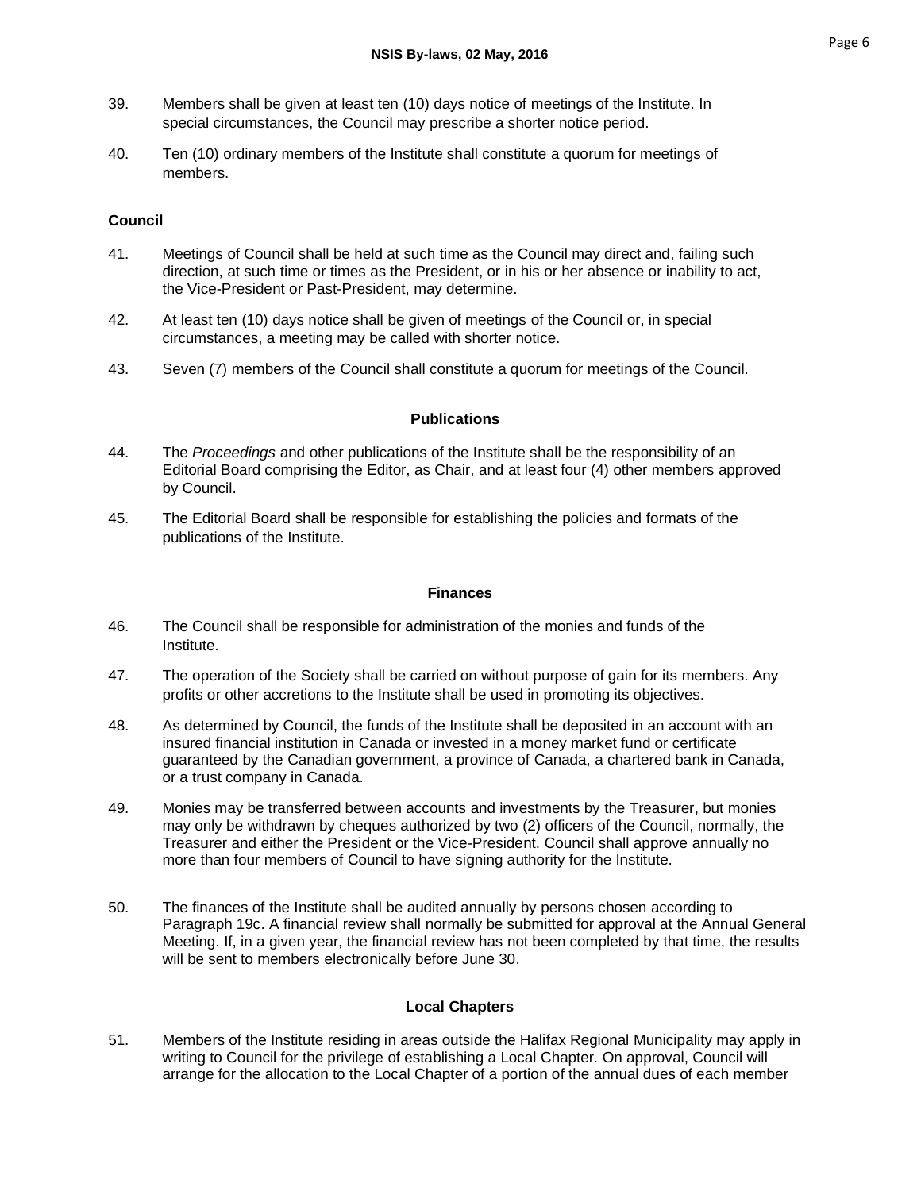39. Members shall be given at least ten (10) days notice of meetings of the Institute. In special circumstances, the Council may prescribe a shorter notice period.

40. Ten (10) ordinary members of the Institute shall constitute a quorum for meetings of members.

**Council**

41. Meetings of Council shall be held at such time as the Council may direct and, failing such direction, at such time or times as the President, or in his or her absence or inability to act, the Vice-President or Past-President, may determine.

42. At least ten (10) days notice shall be given of meetings of the Council or, in special circumstances, a meeting may be called with shorter notice.

43. Seven (7) members of the Council shall constitute a quorum for meetings of the Council.

## Publications

44. The *Proceedings* and other publications of the Institute shall be the responsibility of an Editorial Board comprising the Editor, as Chair, and at least four (4) other members approved by Council.

45. The Editorial Board shall be responsible for establishing the policies and formats of the publications of the Institute.

## Finances

46. The Council shall be responsible for administration of the monies and funds of the Institute.

47. The operation of the Society shall be carried on without purpose of gain for its members. Any profits or other accretions to the Institute shall be used in promoting its objectives.

48. As determined by Council, the funds of the Institute shall be deposited in an account with an insured financial institution in Canada or invested in a money market fund or certificate guaranteed by the Canadian government, a province of Canada, a chartered bank in Canada, or a trust company in Canada.

49. Monies may be transferred between accounts and investments by the Treasurer, but monies may only be withdrawn by cheques authorized by two (2) officers of the Council, normally, the Treasurer and either the President or the Vice-President. Council shall approve annually no more than four members of Council to have signing authority for the Institute.

50. The finances of the Institute shall be audited annually by persons chosen according to Paragraph 19c. A financial review shall normally be submitted for approval at the Annual General Meeting. If, in a given year, the financial review has not been completed by that time, the results will be sent to members electronically before June 30.

## Local Chapters

51. Members of the Institute residing in areas outside the Halifax Regional Municipality may apply in writing to Council for the privilege of establishing a Local Chapter. On approval, Council will arrange for the allocation to the Local Chapter of a portion of the annual dues of each member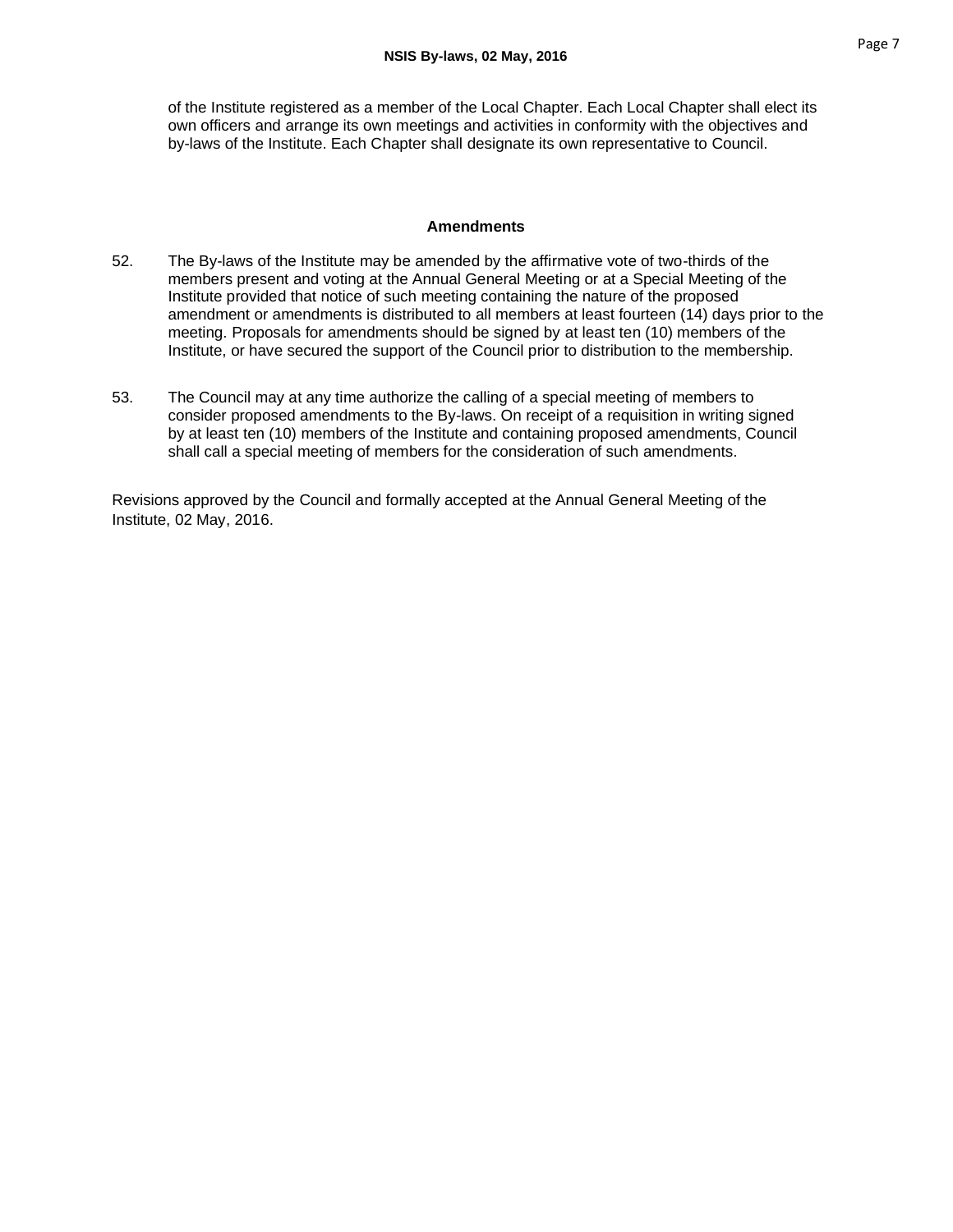of the Institute registered as a member of the Local Chapter. Each Local Chapter shall elect its own officers and arrange its own meetings and activities in conformity with the objectives and by-laws of the Institute. Each Chapter shall designate its own representative to Council.

## Amendments

52. The By-laws of the Institute may be amended by the affirmative vote of two-thirds of the members present and voting at the Annual General Meeting or at a Special Meeting of the Institute provided that notice of such meeting containing the nature of the proposed amendment or amendments is distributed to all members at least fourteen (14) days prior to the meeting. Proposals for amendments should be signed by at least ten (10) members of the Institute, or have secured the support of the Council prior to distribution to the membership.

53. The Council may at any time authorize the calling of a special meeting of members to consider proposed amendments to the By-laws. On receipt of a requisition in writing signed by at least ten (10) members of the Institute and containing proposed amendments, Council shall call a special meeting of members for the consideration of such amendments.

Revisions approved by the Council and formally accepted at the Annual General Meeting of the Institute, 02 May, 2016.